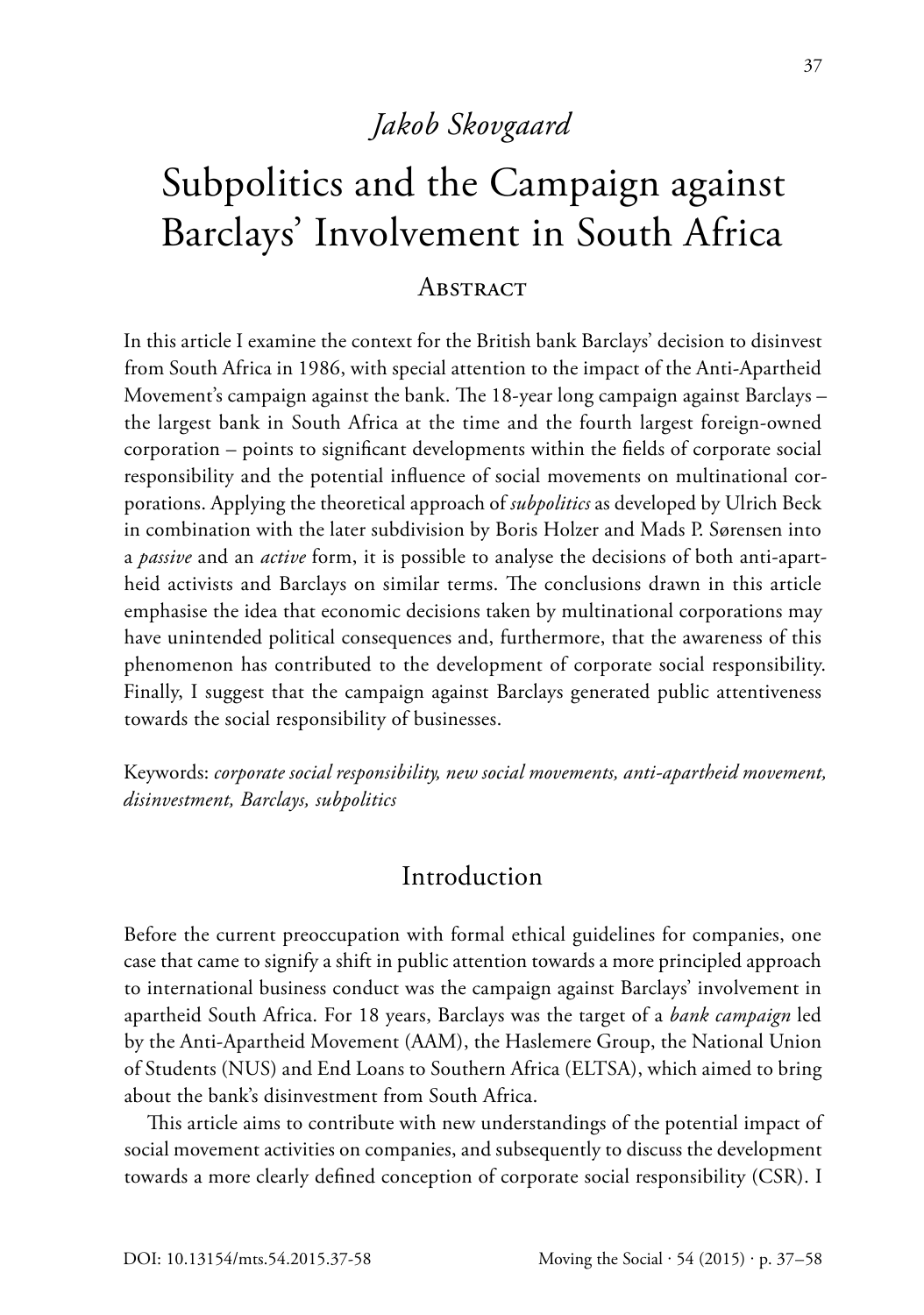*Jakob Skovgaard*

# Subpolitics and the Campaign against Barclays' Involvement in South Africa

## Abstract

In this article I examine the context for the British bank Barclays' decision to disinvest from South Africa in 1986, with special attention to the impact of the Anti-Apartheid Movement's campaign against the bank. The 18-year long campaign against Barclays – the largest bank in South Africa at the time and the fourth largest foreign-owned corporation – points to significant developments within the fields of corporate social responsibility and the potential influence of social movements on multinational corporations. Applying the theoretical approach of *subpolitics* as developed by Ulrich Beck in combination with the later subdivision by Boris Holzer and Mads P. Sørensen into a *passive* and an *active* form, it is possible to analyse the decisions of both anti-apartheid activists and Barclays on similar terms. The conclusions drawn in this article emphasise the idea that economic decisions taken by multinational corporations may have unintended political consequences and, furthermore, that the awareness of this phenomenon has contributed to the development of corporate social responsibility. Finally, I suggest that the campaign against Barclays generated public attentiveness towards the social responsibility of businesses.

Keywords: *corporate social responsibility, new social movements, anti-apartheid movement, disinvestment, Barclays, subpolitics*

## Introduction

Before the current preoccupation with formal ethical guidelines for companies, one case that came to signify a shift in public attention towards a more principled approach to international business conduct was the campaign against Barclays' involvement in apartheid South Africa. For 18 years, Barclays was the target of a *bank campaign* led by the Anti-Apartheid Movement (AAM), the Haslemere Group, the National Union of Students (NUS) and End Loans to Southern Africa (ELTSA), which aimed to bring about the bank's disinvestment from South Africa.

This article aims to contribute with new understandings of the potential impact of social movement activities on companies, and subsequently to discuss the development towards a more clearly defined conception of corporate social responsibility (CSR). I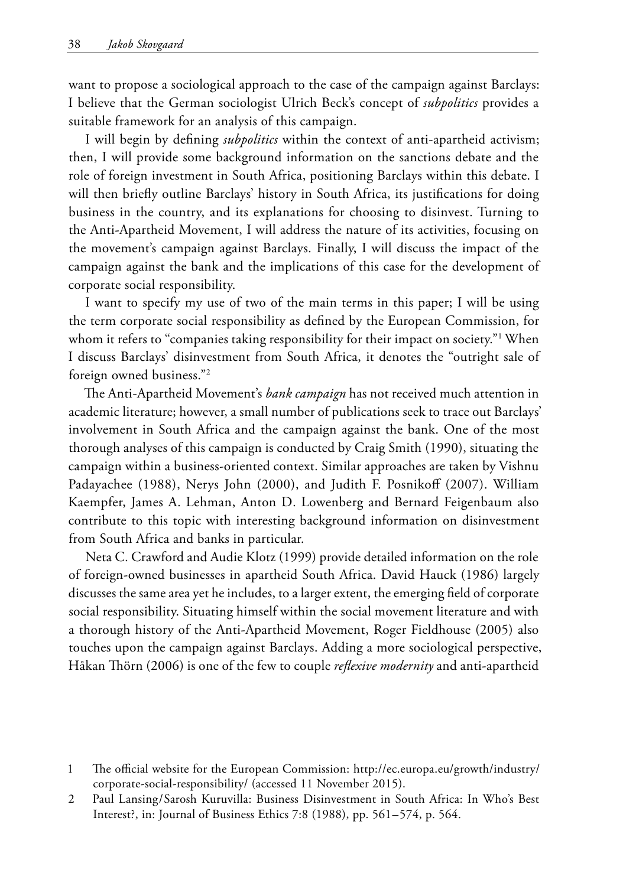want to propose a sociological approach to the case of the campaign against Barclays: I believe that the German sociologist Ulrich Beck's concept of *subpolitics* provides a suitable framework for an analysis of this campaign.

I will begin by defining *subpolitics* within the context of anti-apartheid activism; then, I will provide some background information on the sanctions debate and the role of foreign investment in South Africa, positioning Barclays within this debate. I will then briefly outline Barclays' history in South Africa, its justifications for doing business in the country, and its explanations for choosing to disinvest. Turning to the Anti-Apartheid Movement, I will address the nature of its activities, focusing on the movement's campaign against Barclays. Finally, I will discuss the impact of the campaign against the bank and the implications of this case for the development of corporate social responsibility.

I want to specify my use of two of the main terms in this paper; I will be using the term corporate social responsibility as defined by the European Commission, for whom it refers to "companies taking responsibility for their impact on society."[1] When I discuss Barclays' disinvestment from South Africa, it denotes the "outright sale of foreign owned business."[2]

The Anti-Apartheid Movement's *bank campaign* has not received much attention in academic literature; however, a small number of publications seek to trace out Barclays' involvement in South Africa and the campaign against the bank. One of the most thorough analyses of this campaign is conducted by Craig Smith (1990), situating the campaign within a business-oriented context. Similar approaches are taken by Vishnu Padayachee (1988), Nerys John (2000), and Judith F. Posnikoff (2007). William Kaempfer, James A. Lehman, Anton D. Lowenberg and Bernard Feigenbaum also contribute to this topic with interesting background information on disinvestment from South Africa and banks in particular.

Neta C. Crawford and Audie Klotz (1999) provide detailed information on the role of foreign-owned businesses in apartheid South Africa. David Hauck (1986) largely discusses the same area yet he includes, to a larger extent, the emerging field of corporate social responsibility. Situating himself within the social movement literature and with a thorough history of the Anti-Apartheid Movement, Roger Fieldhouse (2005) also touches upon the campaign against Barclays. Adding a more sociological perspective, Håkan Thörn (2006) is one of the few to couple *reflexive modernity* and anti-apartheid

1 The official website for the European Commission: http://ec.europa.eu/growth/industry/corporate-social-responsibility/ (accessed 11 November 2015).

2 Paul Lansing/Sarosh Kuruvilla: Business Disinvestment in South Africa: In Who's Best Interest?, in: Journal of Business Ethics 7:8 (1988), pp. 561–574, p. 564.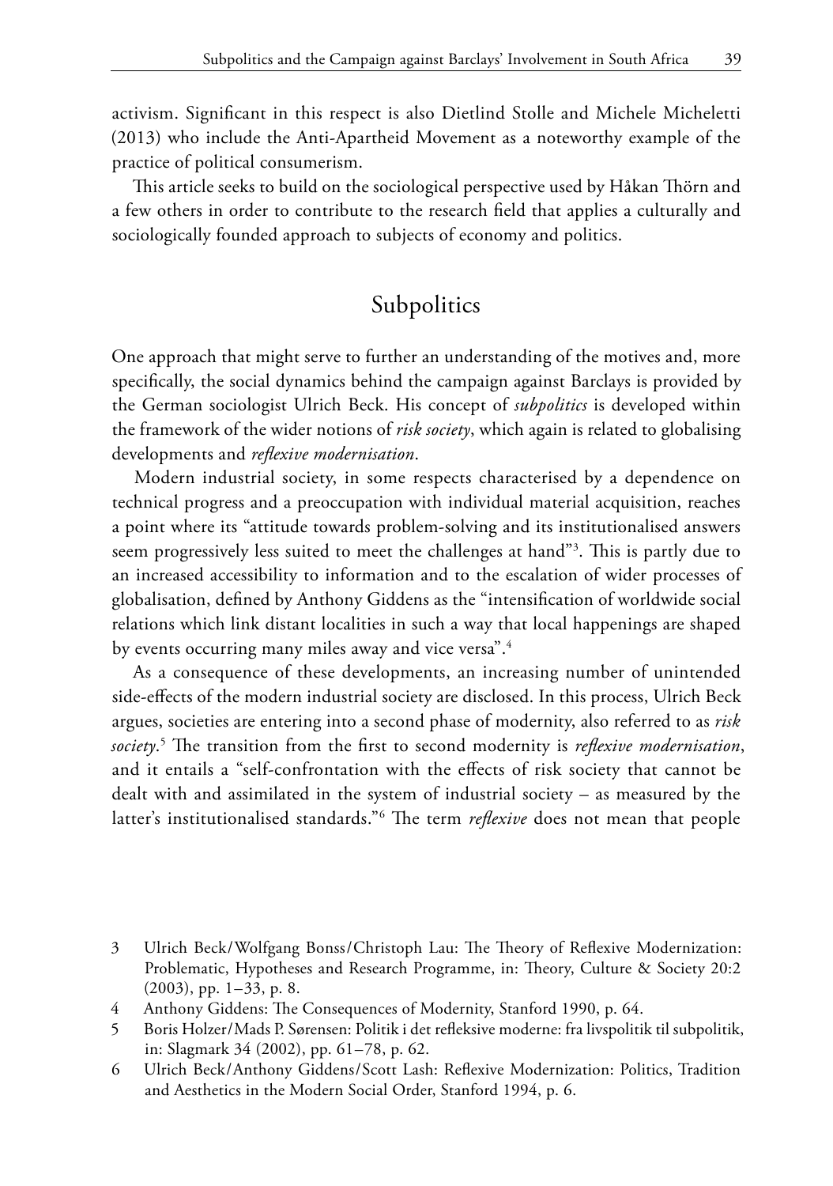activism. Significant in this respect is also Dietlind Stolle and Michele Micheletti (2013) who include the Anti-Apartheid Movement as a noteworthy example of the practice of political consumerism.

This article seeks to build on the sociological perspective used by Håkan Thörn and a few others in order to contribute to the research field that applies a culturally and sociologically founded approach to subjects of economy and politics.

## Subpolitics

One approach that might serve to further an understanding of the motives and, more specifically, the social dynamics behind the campaign against Barclays is provided by the German sociologist Ulrich Beck. His concept of *subpolitics* is developed within the framework of the wider notions of *risk society*, which again is related to globalising developments and *reflexive modernisation*.

Modern industrial society, in some respects characterised by a dependence on technical progress and a preoccupation with individual material acquisition, reaches a point where its "attitude towards problem-solving and its institutionalised answers seem progressively less suited to meet the challenges at hand"[3]. This is partly due to an increased accessibility to information and to the escalation of wider processes of globalisation, defined by Anthony Giddens as the "intensification of worldwide social relations which link distant localities in such a way that local happenings are shaped by events occurring many miles away and vice versa".[4]

As a consequence of these developments, an increasing number of unintended side-effects of the modern industrial society are disclosed. In this process, Ulrich Beck argues, societies are entering into a second phase of modernity, also referred to as *risk society*.[5] The transition from the first to second modernity is *reflexive modernisation*, and it entails a "self-confrontation with the effects of risk society that cannot be dealt with and assimilated in the system of industrial society – as measured by the latter's institutionalised standards."[6] The term *reflexive* does not mean that people

3 Ulrich Beck/Wolfgang Bonss/Christoph Lau: The Theory of Reflexive Modernization: Problematic, Hypotheses and Research Programme, in: Theory, Culture & Society 20:2 (2003), pp. 1–33, p. 8.

4 Anthony Giddens: The Consequences of Modernity, Stanford 1990, p. 64.

5 Boris Holzer/Mads P. Sørensen: Politik i det refleksive moderne: fra livspolitik til subpolitik, in: Slagmark 34 (2002), pp. 61–78, p. 62.

6 Ulrich Beck/Anthony Giddens/Scott Lash: Reflexive Modernization: Politics, Tradition and Aesthetics in the Modern Social Order, Stanford 1994, p. 6.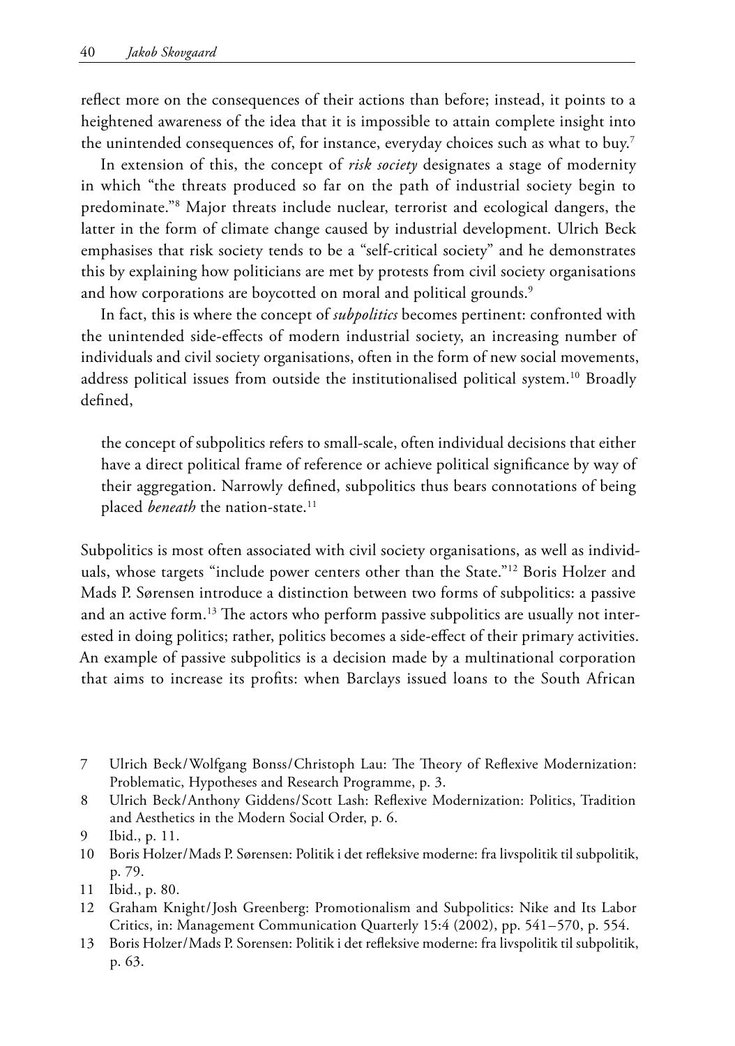reflect more on the consequences of their actions than before; instead, it points to a heightened awareness of the idea that it is impossible to attain complete insight into the unintended consequences of, for instance, everyday choices such as what to buy.[7]

In extension of this, the concept of *risk society* designates a stage of modernity in which "the threats produced so far on the path of industrial society begin to predominate."[8] Major threats include nuclear, terrorist and ecological dangers, the latter in the form of climate change caused by industrial development. Ulrich Beck emphasises that risk society tends to be a "self-critical society" and he demonstrates this by explaining how politicians are met by protests from civil society organisations and how corporations are boycotted on moral and political grounds.[9]

In fact, this is where the concept of *subpolitics* becomes pertinent: confronted with the unintended side-effects of modern industrial society, an increasing number of individuals and civil society organisations, often in the form of new social movements, address political issues from outside the institutionalised political system.[10] Broadly defined,

> the concept of subpolitics refers to small-scale, often individual decisions that either have a direct political frame of reference or achieve political significance by way of their aggregation. Narrowly defined, subpolitics thus bears connotations of being placed *beneath* the nation-state.[11]

Subpolitics is most often associated with civil society organisations, as well as individuals, whose targets "include power centers other than the State."[12] Boris Holzer and Mads P. Sørensen introduce a distinction between two forms of subpolitics: a passive and an active form.[13] The actors who perform passive subpolitics are usually not interested in doing politics; rather, politics becomes a side-effect of their primary activities. An example of passive subpolitics is a decision made by a multinational corporation that aims to increase its profits: when Barclays issued loans to the South African

---

7 Ulrich Beck/Wolfgang Bonss/Christoph Lau: The Theory of Reflexive Modernization: Problematic, Hypotheses and Research Programme, p. 3.

8 Ulrich Beck/Anthony Giddens/Scott Lash: Reflexive Modernization: Politics, Tradition and Aesthetics in the Modern Social Order, p. 6.

9 Ibid., p. 11.

10 Boris Holzer/Mads P. Sørensen: Politik i det refleksive moderne: fra livspolitik til subpolitik, p. 79.

11 Ibid., p. 80.

12 Graham Knight/Josh Greenberg: Promotionalism and Subpolitics: Nike and Its Labor Critics, in: Management Communication Quarterly 15:4 (2002), pp. 541–570, p. 554.

13 Boris Holzer/Mads P. Sorensen: Politik i det refleksive moderne: fra livspolitik til subpolitik, p. 63.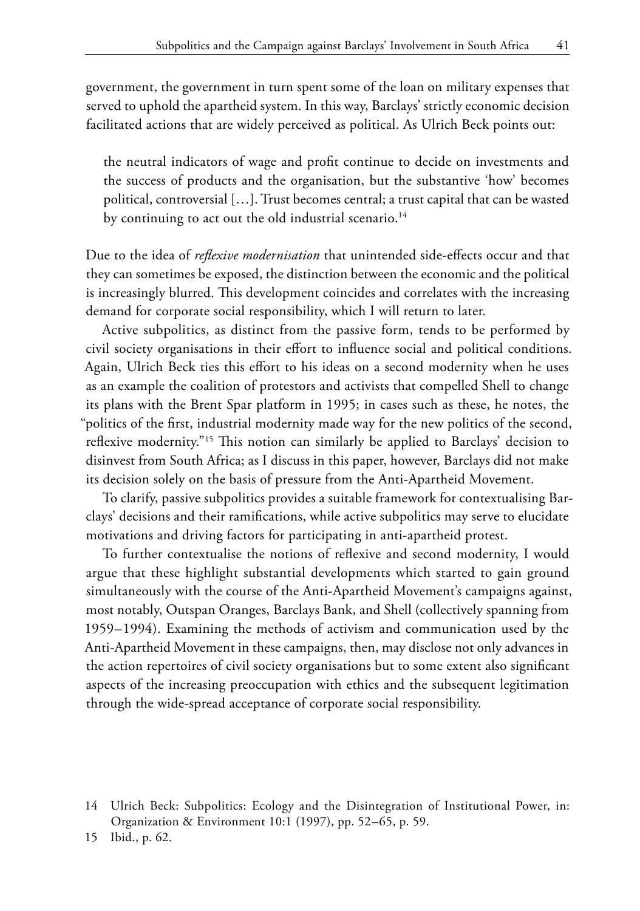government, the government in turn spent some of the loan on military expenses that served to uphold the apartheid system. In this way, Barclays' strictly economic decision facilitated actions that are widely perceived as political. As Ulrich Beck points out:

> the neutral indicators of wage and profit continue to decide on investments and the success of products and the organisation, but the substantive 'how' becomes political, controversial […]. Trust becomes central; a trust capital that can be wasted by continuing to act out the old industrial scenario.[14]

Due to the idea of *reflexive modernisation* that unintended side-effects occur and that they can sometimes be exposed, the distinction between the economic and the political is increasingly blurred. This development coincides and correlates with the increasing demand for corporate social responsibility, which I will return to later.

Active subpolitics, as distinct from the passive form, tends to be performed by civil society organisations in their effort to influence social and political conditions. Again, Ulrich Beck ties this effort to his ideas on a second modernity when he uses as an example the coalition of protestors and activists that compelled Shell to change its plans with the Brent Spar platform in 1995; in cases such as these, he notes, the "politics of the first, industrial modernity made way for the new politics of the second, reflexive modernity."[15] This notion can similarly be applied to Barclays' decision to disinvest from South Africa; as I discuss in this paper, however, Barclays did not make its decision solely on the basis of pressure from the Anti-Apartheid Movement.

To clarify, passive subpolitics provides a suitable framework for contextualising Barclays' decisions and their ramifications, while active subpolitics may serve to elucidate motivations and driving factors for participating in anti-apartheid protest.

To further contextualise the notions of reflexive and second modernity, I would argue that these highlight substantial developments which started to gain ground simultaneously with the course of the Anti-Apartheid Movement's campaigns against, most notably, Outspan Oranges, Barclays Bank, and Shell (collectively spanning from 1959–1994). Examining the methods of activism and communication used by the Anti-Apartheid Movement in these campaigns, then, may disclose not only advances in the action repertoires of civil society organisations but to some extent also significant aspects of the increasing preoccupation with ethics and the subsequent legitimation through the wide-spread acceptance of corporate social responsibility.

14 Ulrich Beck: Subpolitics: Ecology and the Disintegration of Institutional Power, in: Organization & Environment 10:1 (1997), pp. 52–65, p. 59.

15 Ibid., p. 62.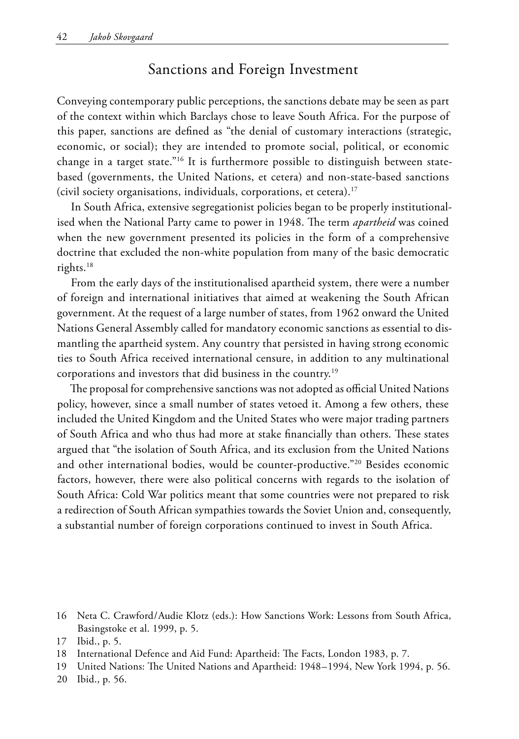## Sanctions and Foreign Investment

Conveying contemporary public perceptions, the sanctions debate may be seen as part of the context within which Barclays chose to leave South Africa. For the purpose of this paper, sanctions are defined as "the denial of customary interactions (strategic, economic, or social); they are intended to promote social, political, or economic change in a target state."[16] It is furthermore possible to distinguish between state-based (governments, the United Nations, et cetera) and non-state-based sanctions (civil society organisations, individuals, corporations, et cetera).[17]

In South Africa, extensive segregationist policies began to be properly institutionalised when the National Party came to power in 1948. The term *apartheid* was coined when the new government presented its policies in the form of a comprehensive doctrine that excluded the non-white population from many of the basic democratic rights.[18]

From the early days of the institutionalised apartheid system, there were a number of foreign and international initiatives that aimed at weakening the South African government. At the request of a large number of states, from 1962 onward the United Nations General Assembly called for mandatory economic sanctions as essential to dismantling the apartheid system. Any country that persisted in having strong economic ties to South Africa received international censure, in addition to any multinational corporations and investors that did business in the country.[19]

The proposal for comprehensive sanctions was not adopted as official United Nations policy, however, since a small number of states vetoed it. Among a few others, these included the United Kingdom and the United States who were major trading partners of South Africa and who thus had more at stake financially than others. These states argued that "the isolation of South Africa, and its exclusion from the United Nations and other international bodies, would be counter-productive."[20] Besides economic factors, however, there were also political concerns with regards to the isolation of South Africa: Cold War politics meant that some countries were not prepared to risk a redirection of South African sympathies towards the Soviet Union and, consequently, a substantial number of foreign corporations continued to invest in South Africa.

---

16 Neta C. Crawford/Audie Klotz (eds.): How Sanctions Work: Lessons from South Africa, Basingstoke et al. 1999, p. 5.

17 Ibid., p. 5.

18 International Defence and Aid Fund: Apartheid: The Facts, London 1983, p. 7.

19 United Nations: The United Nations and Apartheid: 1948–1994, New York 1994, p. 56.

20 Ibid., p. 56.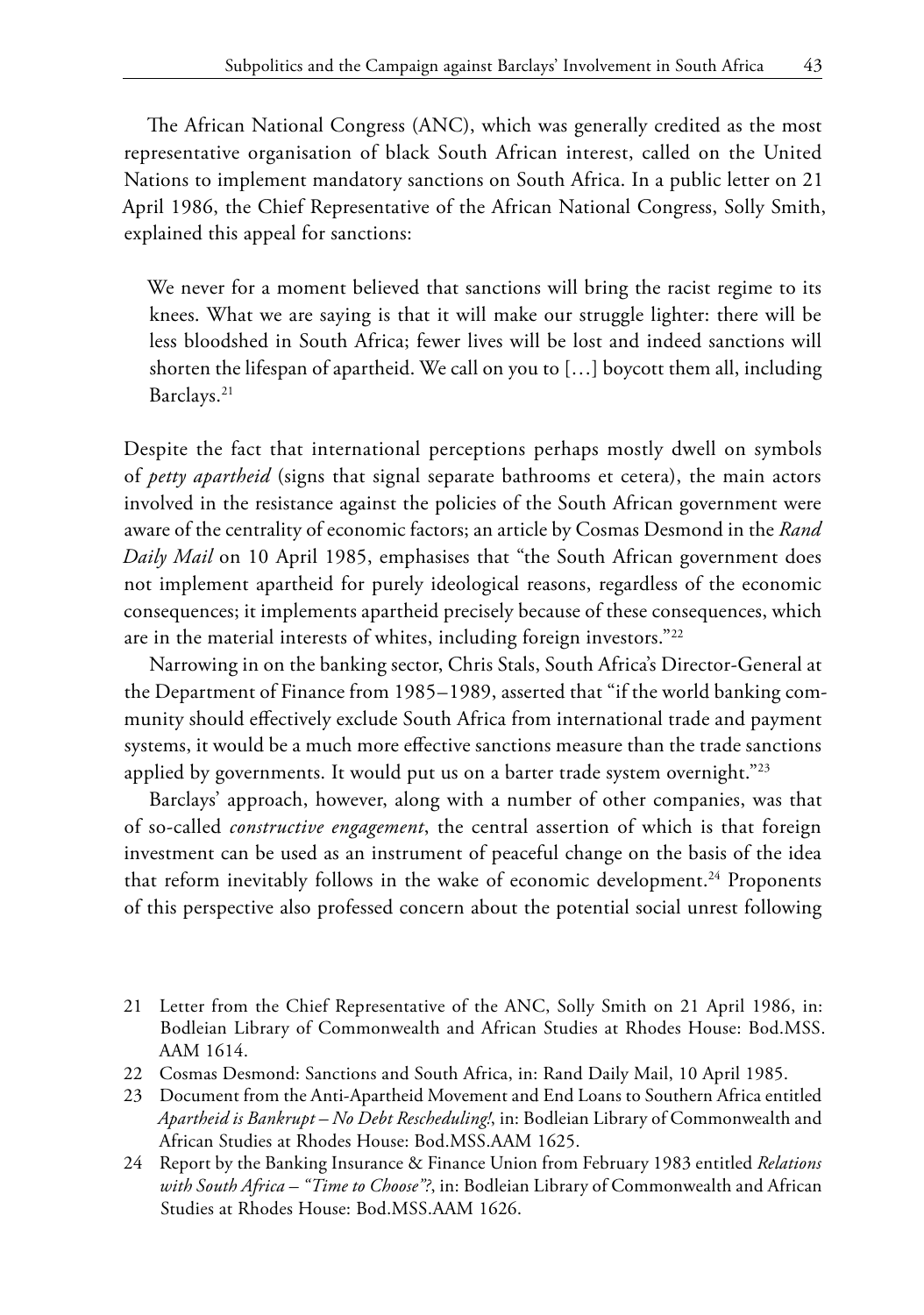The African National Congress (ANC), which was generally credited as the most representative organisation of black South African interest, called on the United Nations to implement mandatory sanctions on South Africa. In a public letter on 21 April 1986, the Chief Representative of the African National Congress, Solly Smith, explained this appeal for sanctions:

> We never for a moment believed that sanctions will bring the racist regime to its knees. What we are saying is that it will make our struggle lighter: there will be less bloodshed in South Africa; fewer lives will be lost and indeed sanctions will shorten the lifespan of apartheid. We call on you to […] boycott them all, including Barclays.[21]

Despite the fact that international perceptions perhaps mostly dwell on symbols of *petty apartheid* (signs that signal separate bathrooms et cetera), the main actors involved in the resistance against the policies of the South African government were aware of the centrality of economic factors; an article by Cosmas Desmond in the *Rand Daily Mail* on 10 April 1985, emphasises that "the South African government does not implement apartheid for purely ideological reasons, regardless of the economic consequences; it implements apartheid precisely because of these consequences, which are in the material interests of whites, including foreign investors."[22]

Narrowing in on the banking sector, Chris Stals, South Africa's Director-General at the Department of Finance from 1985–1989, asserted that "if the world banking community should effectively exclude South Africa from international trade and payment systems, it would be a much more effective sanctions measure than the trade sanctions applied by governments. It would put us on a barter trade system overnight."[23]

Barclays' approach, however, along with a number of other companies, was that of so-called *constructive engagement*, the central assertion of which is that foreign investment can be used as an instrument of peaceful change on the basis of the idea that reform inevitably follows in the wake of economic development.[24] Proponents of this perspective also professed concern about the potential social unrest following

---

21 Letter from the Chief Representative of the ANC, Solly Smith on 21 April 1986, in: Bodleian Library of Commonwealth and African Studies at Rhodes House: Bod.MSS. AAM 1614.

22 Cosmas Desmond: Sanctions and South Africa, in: Rand Daily Mail, 10 April 1985.

23 Document from the Anti-Apartheid Movement and End Loans to Southern Africa entitled *Apartheid is Bankrupt – No Debt Rescheduling!*, in: Bodleian Library of Commonwealth and African Studies at Rhodes House: Bod.MSS.AAM 1625.

24 Report by the Banking Insurance & Finance Union from February 1983 entitled *Relations with South Africa – "Time to Choose"?*, in: Bodleian Library of Commonwealth and African Studies at Rhodes House: Bod.MSS.AAM 1626.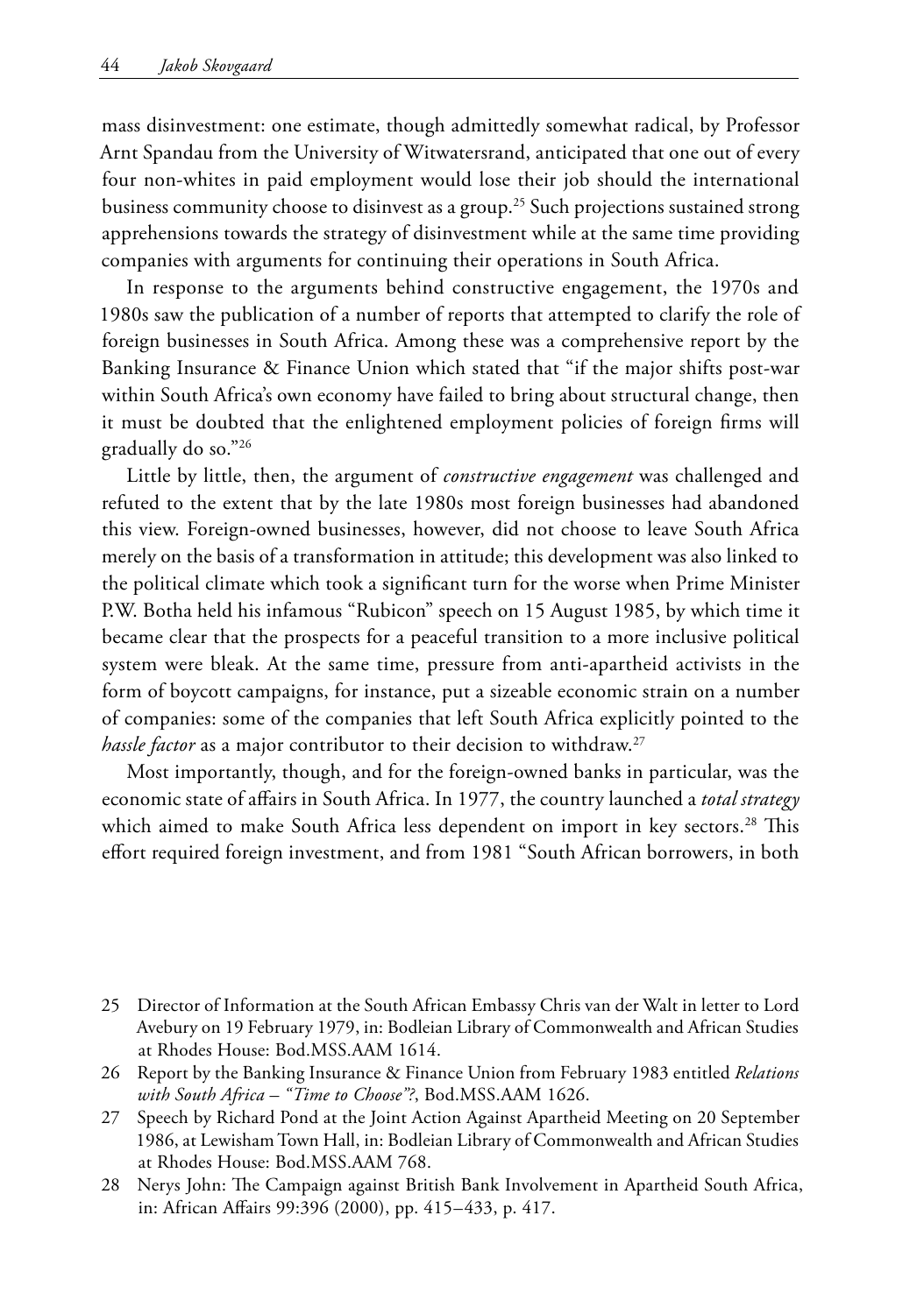mass disinvestment: one estimate, though admittedly somewhat radical, by Professor Arnt Spandau from the University of Witwatersrand, anticipated that one out of every four non-whites in paid employment would lose their job should the international business community choose to disinvest as a group.[25] Such projections sustained strong apprehensions towards the strategy of disinvestment while at the same time providing companies with arguments for continuing their operations in South Africa.

In response to the arguments behind constructive engagement, the 1970s and 1980s saw the publication of a number of reports that attempted to clarify the role of foreign businesses in South Africa. Among these was a comprehensive report by the Banking Insurance & Finance Union which stated that "if the major shifts post-war within South Africa's own economy have failed to bring about structural change, then it must be doubted that the enlightened employment policies of foreign firms will gradually do so."[26]

Little by little, then, the argument of *constructive engagement* was challenged and refuted to the extent that by the late 1980s most foreign businesses had abandoned this view. Foreign-owned businesses, however, did not choose to leave South Africa merely on the basis of a transformation in attitude; this development was also linked to the political climate which took a significant turn for the worse when Prime Minister P.W. Botha held his infamous "Rubicon" speech on 15 August 1985, by which time it became clear that the prospects for a peaceful transition to a more inclusive political system were bleak. At the same time, pressure from anti-apartheid activists in the form of boycott campaigns, for instance, put a sizeable economic strain on a number of companies: some of the companies that left South Africa explicitly pointed to the *hassle factor* as a major contributor to their decision to withdraw.[27]

Most importantly, though, and for the foreign-owned banks in particular, was the economic state of affairs in South Africa. In 1977, the country launched a *total strategy* which aimed to make South Africa less dependent on import in key sectors.[28] This effort required foreign investment, and from 1981 "South African borrowers, in both

25 Director of Information at the South African Embassy Chris van der Walt in letter to Lord Avebury on 19 February 1979, in: Bodleian Library of Commonwealth and African Studies at Rhodes House: Bod.MSS.AAM 1614.

26 Report by the Banking Insurance & Finance Union from February 1983 entitled *Relations with South Africa – "Time to Choose"?*, Bod.MSS.AAM 1626.

27 Speech by Richard Pond at the Joint Action Against Apartheid Meeting on 20 September 1986, at Lewisham Town Hall, in: Bodleian Library of Commonwealth and African Studies at Rhodes House: Bod.MSS.AAM 768.

28 Nerys John: The Campaign against British Bank Involvement in Apartheid South Africa, in: African Affairs 99:396 (2000), pp. 415–433, p. 417.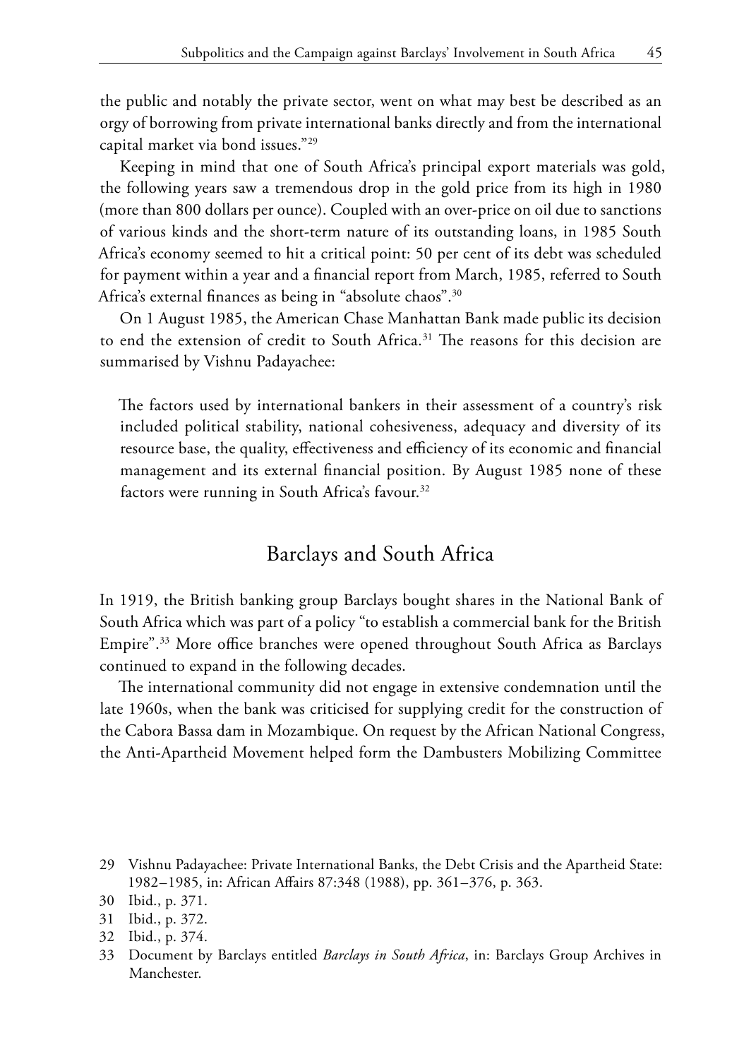the public and notably the private sector, went on what may best be described as an orgy of borrowing from private international banks directly and from the international capital market via bond issues."[29]

Keeping in mind that one of South Africa's principal export materials was gold, the following years saw a tremendous drop in the gold price from its high in 1980 (more than 800 dollars per ounce). Coupled with an over-price on oil due to sanctions of various kinds and the short-term nature of its outstanding loans, in 1985 South Africa's economy seemed to hit a critical point: 50 per cent of its debt was scheduled for payment within a year and a financial report from March, 1985, referred to South Africa's external finances as being in "absolute chaos".[30]

On 1 August 1985, the American Chase Manhattan Bank made public its decision to end the extension of credit to South Africa.[31] The reasons for this decision are summarised by Vishnu Padayachee:

> The factors used by international bankers in their assessment of a country's risk included political stability, national cohesiveness, adequacy and diversity of its resource base, the quality, effectiveness and efficiency of its economic and financial management and its external financial position. By August 1985 none of these factors were running in South Africa's favour.[32]

## Barclays and South Africa

In 1919, the British banking group Barclays bought shares in the National Bank of South Africa which was part of a policy "to establish a commercial bank for the British Empire".[33] More office branches were opened throughout South Africa as Barclays continued to expand in the following decades.

The international community did not engage in extensive condemnation until the late 1960s, when the bank was criticised for supplying credit for the construction of the Cabora Bassa dam in Mozambique. On request by the African National Congress, the Anti-Apartheid Movement helped form the Dambusters Mobilizing Committee

29 Vishnu Padayachee: Private International Banks, the Debt Crisis and the Apartheid State: 1982–1985, in: African Affairs 87:348 (1988), pp. 361–376, p. 363.

30 Ibid., p. 371.

31 Ibid., p. 372.

32 Ibid., p. 374.

33 Document by Barclays entitled *Barclays in South Africa*, in: Barclays Group Archives in Manchester.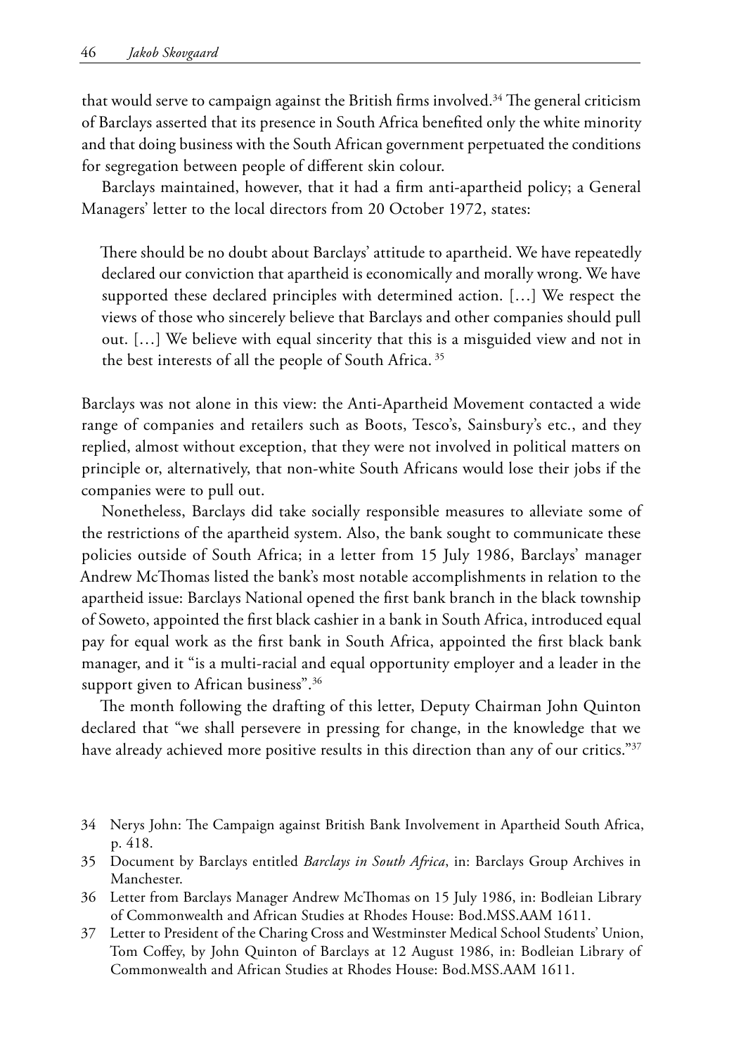that would serve to campaign against the British firms involved.[34] The general criticism of Barclays asserted that its presence in South Africa benefited only the white minority and that doing business with the South African government perpetuated the conditions for segregation between people of different skin colour.

Barclays maintained, however, that it had a firm anti-apartheid policy; a General Managers' letter to the local directors from 20 October 1972, states:

> There should be no doubt about Barclays' attitude to apartheid. We have repeatedly declared our conviction that apartheid is economically and morally wrong. We have supported these declared principles with determined action. […] We respect the views of those who sincerely believe that Barclays and other companies should pull out. […] We believe with equal sincerity that this is a misguided view and not in the best interests of all the people of South Africa. [35]

Barclays was not alone in this view: the Anti-Apartheid Movement contacted a wide range of companies and retailers such as Boots, Tesco's, Sainsbury's etc., and they replied, almost without exception, that they were not involved in political matters on principle or, alternatively, that non-white South Africans would lose their jobs if the companies were to pull out.

Nonetheless, Barclays did take socially responsible measures to alleviate some of the restrictions of the apartheid system. Also, the bank sought to communicate these policies outside of South Africa; in a letter from 15 July 1986, Barclays' manager Andrew McThomas listed the bank's most notable accomplishments in relation to the apartheid issue: Barclays National opened the first bank branch in the black township of Soweto, appointed the first black cashier in a bank in South Africa, introduced equal pay for equal work as the first bank in South Africa, appointed the first black bank manager, and it "is a multi-racial and equal opportunity employer and a leader in the support given to African business".[36]

The month following the drafting of this letter, Deputy Chairman John Quinton declared that "we shall persevere in pressing for change, in the knowledge that we have already achieved more positive results in this direction than any of our critics."[37]

---

34 Nerys John: The Campaign against British Bank Involvement in Apartheid South Africa, p. 418.

35 Document by Barclays entitled *Barclays in South Africa*, in: Barclays Group Archives in Manchester.

36 Letter from Barclays Manager Andrew McThomas on 15 July 1986, in: Bodleian Library of Commonwealth and African Studies at Rhodes House: Bod.MSS.AAM 1611.

37 Letter to President of the Charing Cross and Westminster Medical School Students' Union, Tom Coffey, by John Quinton of Barclays at 12 August 1986, in: Bodleian Library of Commonwealth and African Studies at Rhodes House: Bod.MSS.AAM 1611.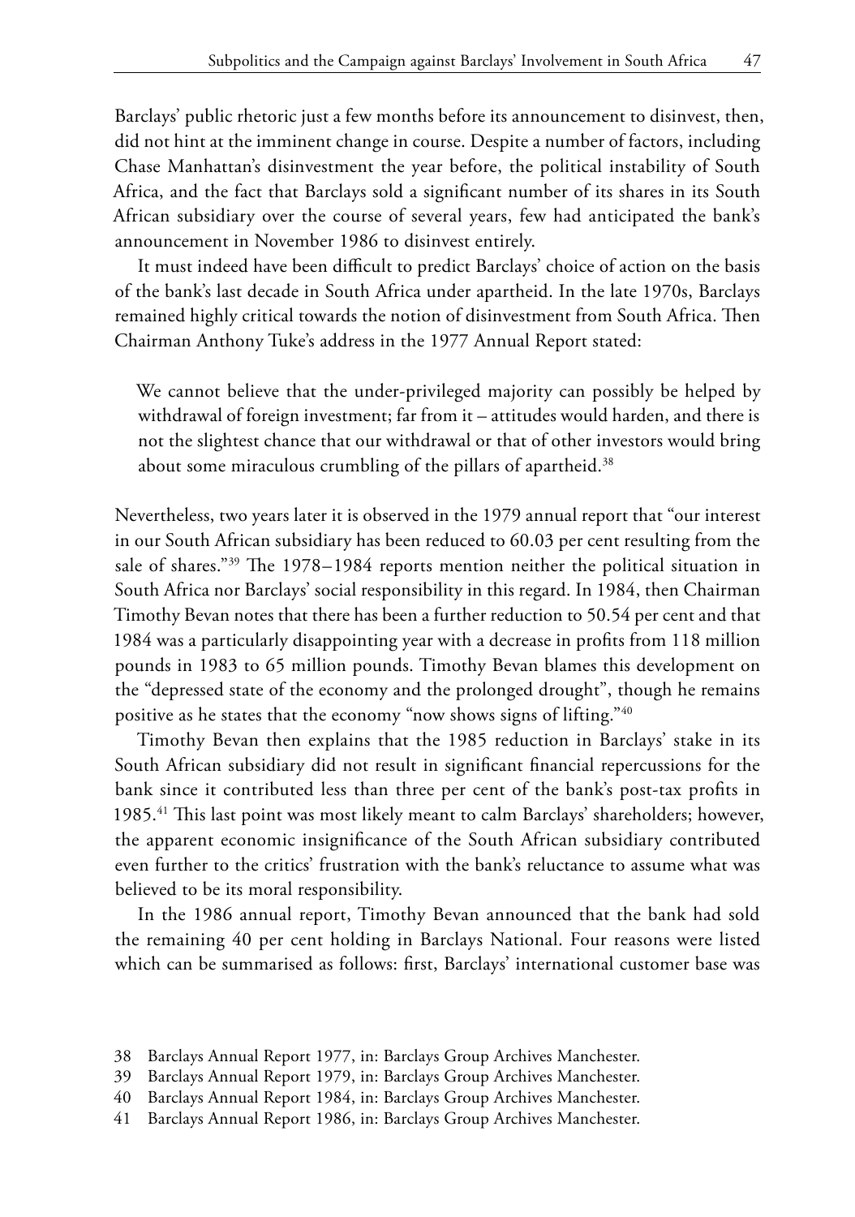Barclays' public rhetoric just a few months before its announcement to disinvest, then, did not hint at the imminent change in course. Despite a number of factors, including Chase Manhattan's disinvestment the year before, the political instability of South Africa, and the fact that Barclays sold a significant number of its shares in its South African subsidiary over the course of several years, few had anticipated the bank's announcement in November 1986 to disinvest entirely.

It must indeed have been difficult to predict Barclays' choice of action on the basis of the bank's last decade in South Africa under apartheid. In the late 1970s, Barclays remained highly critical towards the notion of disinvestment from South Africa. Then Chairman Anthony Tuke's address in the 1977 Annual Report stated:

> We cannot believe that the under-privileged majority can possibly be helped by withdrawal of foreign investment; far from it – attitudes would harden, and there is not the slightest chance that our withdrawal or that of other investors would bring about some miraculous crumbling of the pillars of apartheid.[38]

Nevertheless, two years later it is observed in the 1979 annual report that "our interest in our South African subsidiary has been reduced to 60.03 per cent resulting from the sale of shares."[39] The 1978–1984 reports mention neither the political situation in South Africa nor Barclays' social responsibility in this regard. In 1984, then Chairman Timothy Bevan notes that there has been a further reduction to 50.54 per cent and that 1984 was a particularly disappointing year with a decrease in profits from 118 million pounds in 1983 to 65 million pounds. Timothy Bevan blames this development on the "depressed state of the economy and the prolonged drought", though he remains positive as he states that the economy "now shows signs of lifting."[40]

Timothy Bevan then explains that the 1985 reduction in Barclays' stake in its South African subsidiary did not result in significant financial repercussions for the bank since it contributed less than three per cent of the bank's post-tax profits in 1985.[41] This last point was most likely meant to calm Barclays' shareholders; however, the apparent economic insignificance of the South African subsidiary contributed even further to the critics' frustration with the bank's reluctance to assume what was believed to be its moral responsibility.

In the 1986 annual report, Timothy Bevan announced that the bank had sold the remaining 40 per cent holding in Barclays National. Four reasons were listed which can be summarised as follows: first, Barclays' international customer base was

38 Barclays Annual Report 1977, in: Barclays Group Archives Manchester.

39 Barclays Annual Report 1979, in: Barclays Group Archives Manchester.

40 Barclays Annual Report 1984, in: Barclays Group Archives Manchester.

41 Barclays Annual Report 1986, in: Barclays Group Archives Manchester.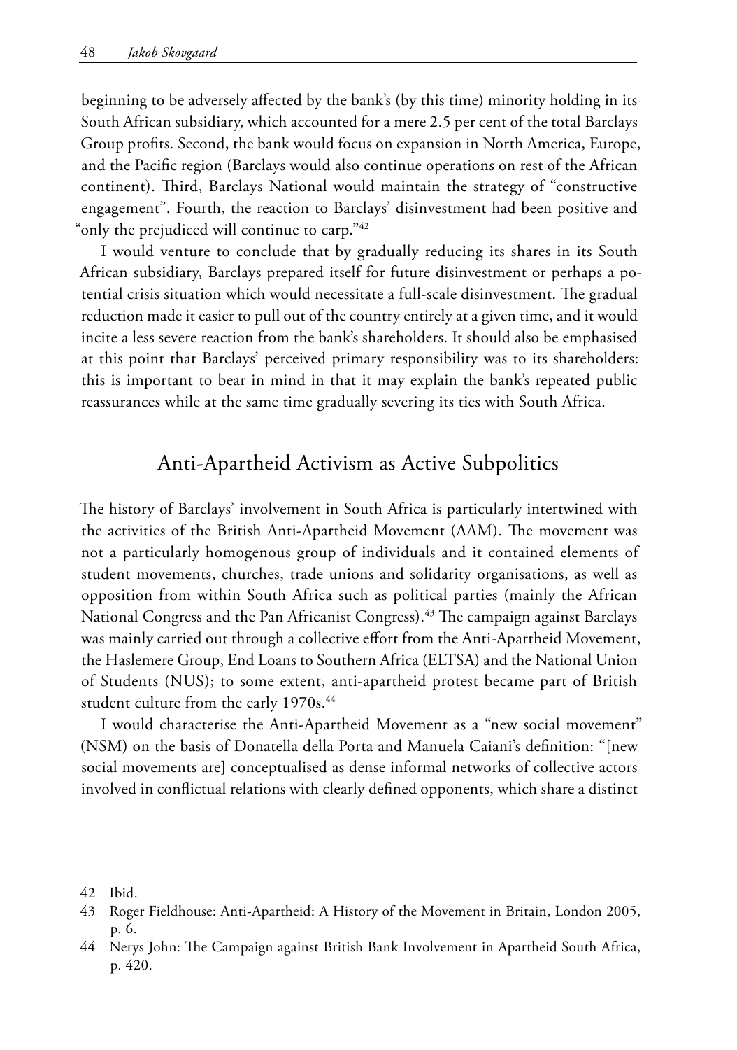beginning to be adversely affected by the bank's (by this time) minority holding in its South African subsidiary, which accounted for a mere 2.5 per cent of the total Barclays Group profits. Second, the bank would focus on expansion in North America, Europe, and the Pacific region (Barclays would also continue operations on rest of the African continent). Third, Barclays National would maintain the strategy of "constructive engagement". Fourth, the reaction to Barclays' disinvestment had been positive and "only the prejudiced will continue to carp."[42]

I would venture to conclude that by gradually reducing its shares in its South African subsidiary, Barclays prepared itself for future disinvestment or perhaps a potential crisis situation which would necessitate a full-scale disinvestment. The gradual reduction made it easier to pull out of the country entirely at a given time, and it would incite a less severe reaction from the bank's shareholders. It should also be emphasised at this point that Barclays' perceived primary responsibility was to its shareholders: this is important to bear in mind in that it may explain the bank's repeated public reassurances while at the same time gradually severing its ties with South Africa.

## Anti-Apartheid Activism as Active Subpolitics

The history of Barclays' involvement in South Africa is particularly intertwined with the activities of the British Anti-Apartheid Movement (AAM). The movement was not a particularly homogenous group of individuals and it contained elements of student movements, churches, trade unions and solidarity organisations, as well as opposition from within South Africa such as political parties (mainly the African National Congress and the Pan Africanist Congress).[43] The campaign against Barclays was mainly carried out through a collective effort from the Anti-Apartheid Movement, the Haslemere Group, End Loans to Southern Africa (ELTSA) and the National Union of Students (NUS); to some extent, anti-apartheid protest became part of British student culture from the early 1970s.[44]

I would characterise the Anti-Apartheid Movement as a "new social movement" (NSM) on the basis of Donatella della Porta and Manuela Caiani's definition: "[new social movements are] conceptualised as dense informal networks of collective actors involved in conflictual relations with clearly defined opponents, which share a distinct

42 Ibid.

43 Roger Fieldhouse: Anti-Apartheid: A History of the Movement in Britain, London 2005, p. 6.

44 Nerys John: The Campaign against British Bank Involvement in Apartheid South Africa, p. 420.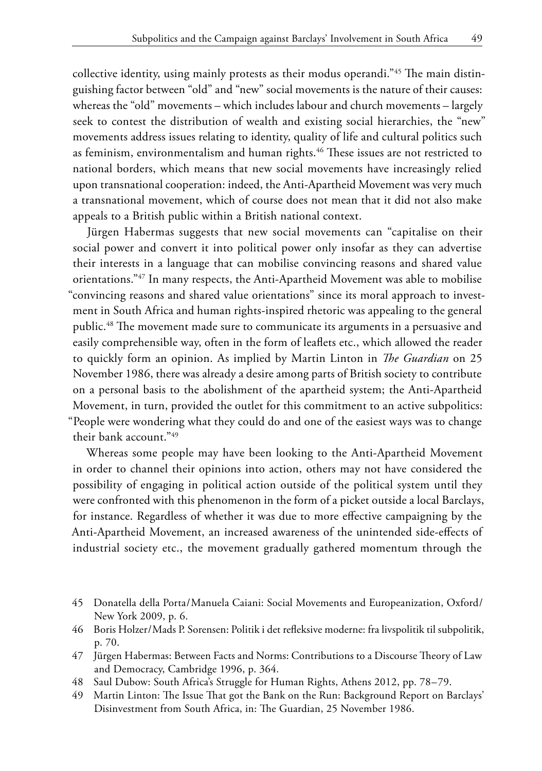collective identity, using mainly protests as their modus operandi."[45] The main distinguishing factor between "old" and "new" social movements is the nature of their causes: whereas the "old" movements – which includes labour and church movements – largely seek to contest the distribution of wealth and existing social hierarchies, the "new" movements address issues relating to identity, quality of life and cultural politics such as feminism, environmentalism and human rights.[46] These issues are not restricted to national borders, which means that new social movements have increasingly relied upon transnational cooperation: indeed, the Anti-Apartheid Movement was very much a transnational movement, which of course does not mean that it did not also make appeals to a British public within a British national context.

Jürgen Habermas suggests that new social movements can "capitalise on their social power and convert it into political power only insofar as they can advertise their interests in a language that can mobilise convincing reasons and shared value orientations."[47] In many respects, the Anti-Apartheid Movement was able to mobilise "convincing reasons and shared value orientations" since its moral approach to investment in South Africa and human rights-inspired rhetoric was appealing to the general public.[48] The movement made sure to communicate its arguments in a persuasive and easily comprehensible way, often in the form of leaflets etc., which allowed the reader to quickly form an opinion. As implied by Martin Linton in *The Guardian* on 25 November 1986, there was already a desire among parts of British society to contribute on a personal basis to the abolishment of the apartheid system; the Anti-Apartheid Movement, in turn, provided the outlet for this commitment to an active subpolitics: "People were wondering what they could do and one of the easiest ways was to change their bank account."[49]

Whereas some people may have been looking to the Anti-Apartheid Movement in order to channel their opinions into action, others may not have considered the possibility of engaging in political action outside of the political system until they were confronted with this phenomenon in the form of a picket outside a local Barclays, for instance. Regardless of whether it was due to more effective campaigning by the Anti-Apartheid Movement, an increased awareness of the unintended side-effects of industrial society etc., the movement gradually gathered momentum through the

45 Donatella della Porta/Manuela Caiani: Social Movements and Europeanization, Oxford/New York 2009, p. 6.

46 Boris Holzer/Mads P. Sorensen: Politik i det refleksive moderne: fra livspolitik til subpolitik, p. 70.

47 Jürgen Habermas: Between Facts and Norms: Contributions to a Discourse Theory of Law and Democracy, Cambridge 1996, p. 364.

48 Saul Dubow: South Africa's Struggle for Human Rights, Athens 2012, pp. 78–79.

49 Martin Linton: The Issue That got the Bank on the Run: Background Report on Barclays' Disinvestment from South Africa, in: The Guardian, 25 November 1986.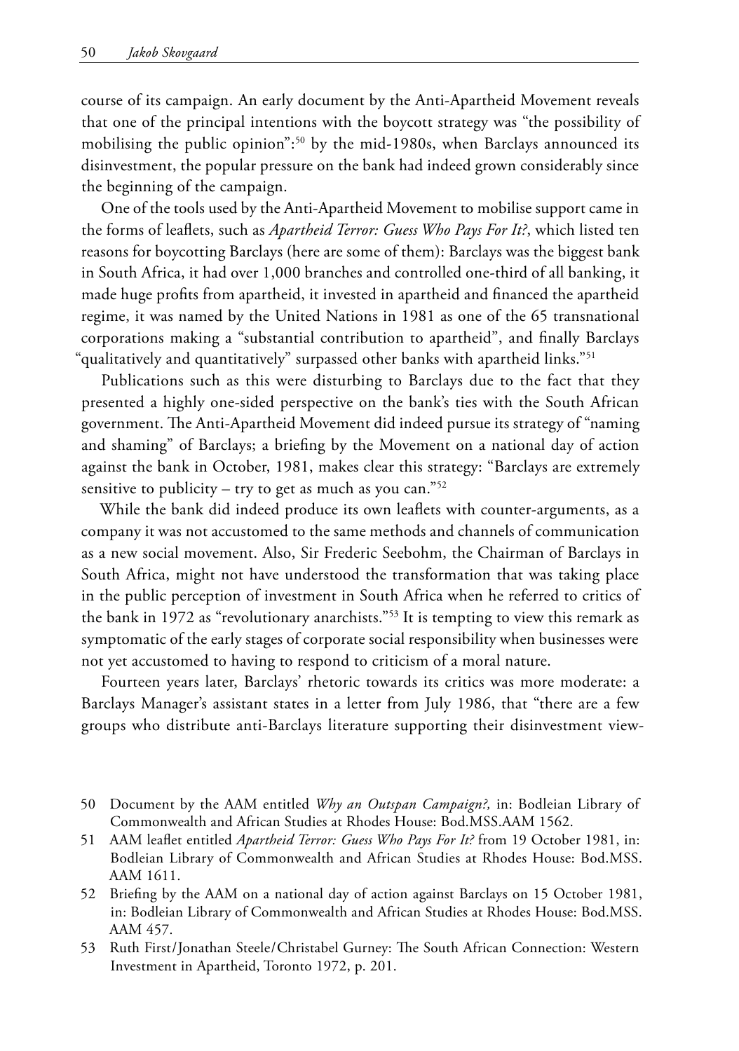course of its campaign. An early document by the Anti-Apartheid Movement reveals that one of the principal intentions with the boycott strategy was "the possibility of mobilising the public opinion":[50] by the mid-1980s, when Barclays announced its disinvestment, the popular pressure on the bank had indeed grown considerably since the beginning of the campaign.

One of the tools used by the Anti-Apartheid Movement to mobilise support came in the forms of leaflets, such as *Apartheid Terror: Guess Who Pays For It?*, which listed ten reasons for boycotting Barclays (here are some of them): Barclays was the biggest bank in South Africa, it had over 1,000 branches and controlled one-third of all banking, it made huge profits from apartheid, it invested in apartheid and financed the apartheid regime, it was named by the United Nations in 1981 as one of the 65 transnational corporations making a "substantial contribution to apartheid", and finally Barclays "qualitatively and quantitatively" surpassed other banks with apartheid links."[51]

Publications such as this were disturbing to Barclays due to the fact that they presented a highly one-sided perspective on the bank's ties with the South African government. The Anti-Apartheid Movement did indeed pursue its strategy of "naming and shaming" of Barclays; a briefing by the Movement on a national day of action against the bank in October, 1981, makes clear this strategy: "Barclays are extremely sensitive to publicity – try to get as much as you can."[52]

While the bank did indeed produce its own leaflets with counter-arguments, as a company it was not accustomed to the same methods and channels of communication as a new social movement. Also, Sir Frederic Seebohm, the Chairman of Barclays in South Africa, might not have understood the transformation that was taking place in the public perception of investment in South Africa when he referred to critics of the bank in 1972 as "revolutionary anarchists."[53] It is tempting to view this remark as symptomatic of the early stages of corporate social responsibility when businesses were not yet accustomed to having to respond to criticism of a moral nature.

Fourteen years later, Barclays' rhetoric towards its critics was more moderate: a Barclays Manager's assistant states in a letter from July 1986, that "there are a few groups who distribute anti-Barclays literature supporting their disinvestment view-

---

50 Document by the AAM entitled *Why an Outspan Campaign?,* in: Bodleian Library of Commonwealth and African Studies at Rhodes House: Bod.MSS.AAM 1562.

51 AAM leaflet entitled *Apartheid Terror: Guess Who Pays For It?* from 19 October 1981, in: Bodleian Library of Commonwealth and African Studies at Rhodes House: Bod.MSS. AAM 1611.

52 Briefing by the AAM on a national day of action against Barclays on 15 October 1981, in: Bodleian Library of Commonwealth and African Studies at Rhodes House: Bod.MSS. AAM 457.

53 Ruth First/Jonathan Steele/Christabel Gurney: The South African Connection: Western Investment in Apartheid, Toronto 1972, p. 201.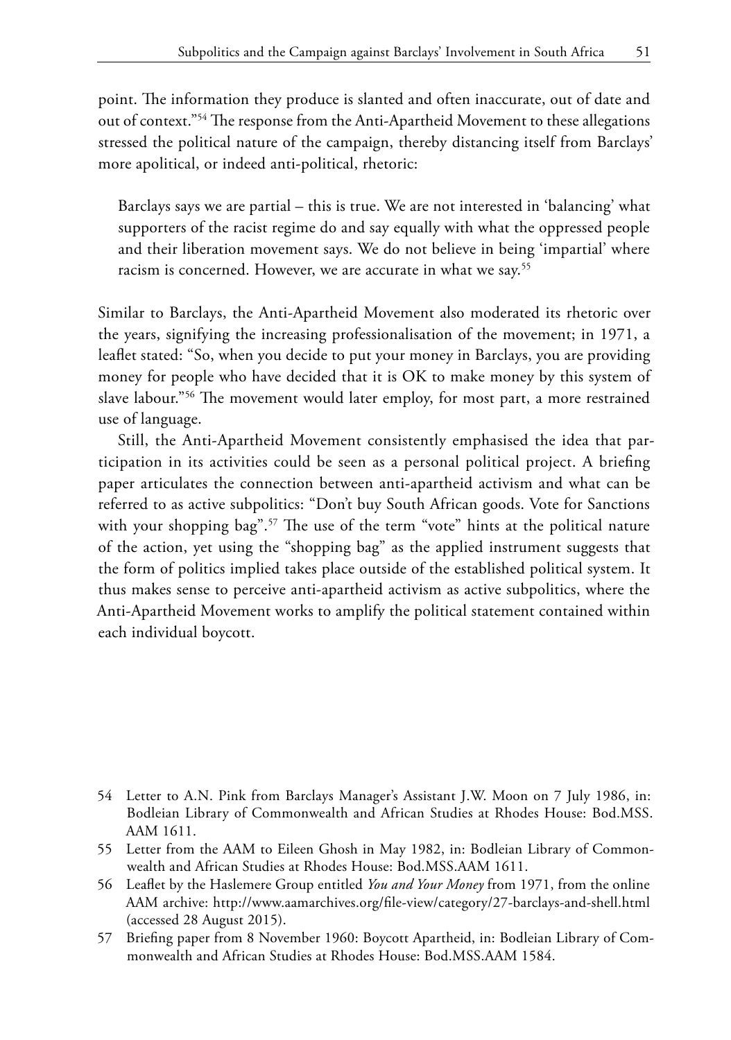point. The information they produce is slanted and often inaccurate, out of date and out of context."[54] The response from the Anti-Apartheid Movement to these allegations stressed the political nature of the campaign, thereby distancing itself from Barclays' more apolitical, or indeed anti-political, rhetoric:

> Barclays says we are partial – this is true. We are not interested in 'balancing' what supporters of the racist regime do and say equally with what the oppressed people and their liberation movement says. We do not believe in being 'impartial' where racism is concerned. However, we are accurate in what we say.[55]

Similar to Barclays, the Anti-Apartheid Movement also moderated its rhetoric over the years, signifying the increasing professionalisation of the movement; in 1971, a leaflet stated: "So, when you decide to put your money in Barclays, you are providing money for people who have decided that it is OK to make money by this system of slave labour."[56] The movement would later employ, for most part, a more restrained use of language.

Still, the Anti-Apartheid Movement consistently emphasised the idea that participation in its activities could be seen as a personal political project. A briefing paper articulates the connection between anti-apartheid activism and what can be referred to as active subpolitics: "Don't buy South African goods. Vote for Sanctions with your shopping bag".[57] The use of the term "vote" hints at the political nature of the action, yet using the "shopping bag" as the applied instrument suggests that the form of politics implied takes place outside of the established political system. It thus makes sense to perceive anti-apartheid activism as active subpolitics, where the Anti-Apartheid Movement works to amplify the political statement contained within each individual boycott.

---

54 Letter to A.N. Pink from Barclays Manager's Assistant J.W. Moon on 7 July 1986, in: Bodleian Library of Commonwealth and African Studies at Rhodes House: Bod.MSS. AAM 1611.

55 Letter from the AAM to Eileen Ghosh in May 1982, in: Bodleian Library of Commonwealth and African Studies at Rhodes House: Bod.MSS.AAM 1611.

56 Leaflet by the Haslemere Group entitled *You and Your Money* from 1971, from the online AAM archive: http://www.aamarchives.org/file-view/category/27-barclays-and-shell.html (accessed 28 August 2015).

57 Briefing paper from 8 November 1960: Boycott Apartheid, in: Bodleian Library of Commonwealth and African Studies at Rhodes House: Bod.MSS.AAM 1584.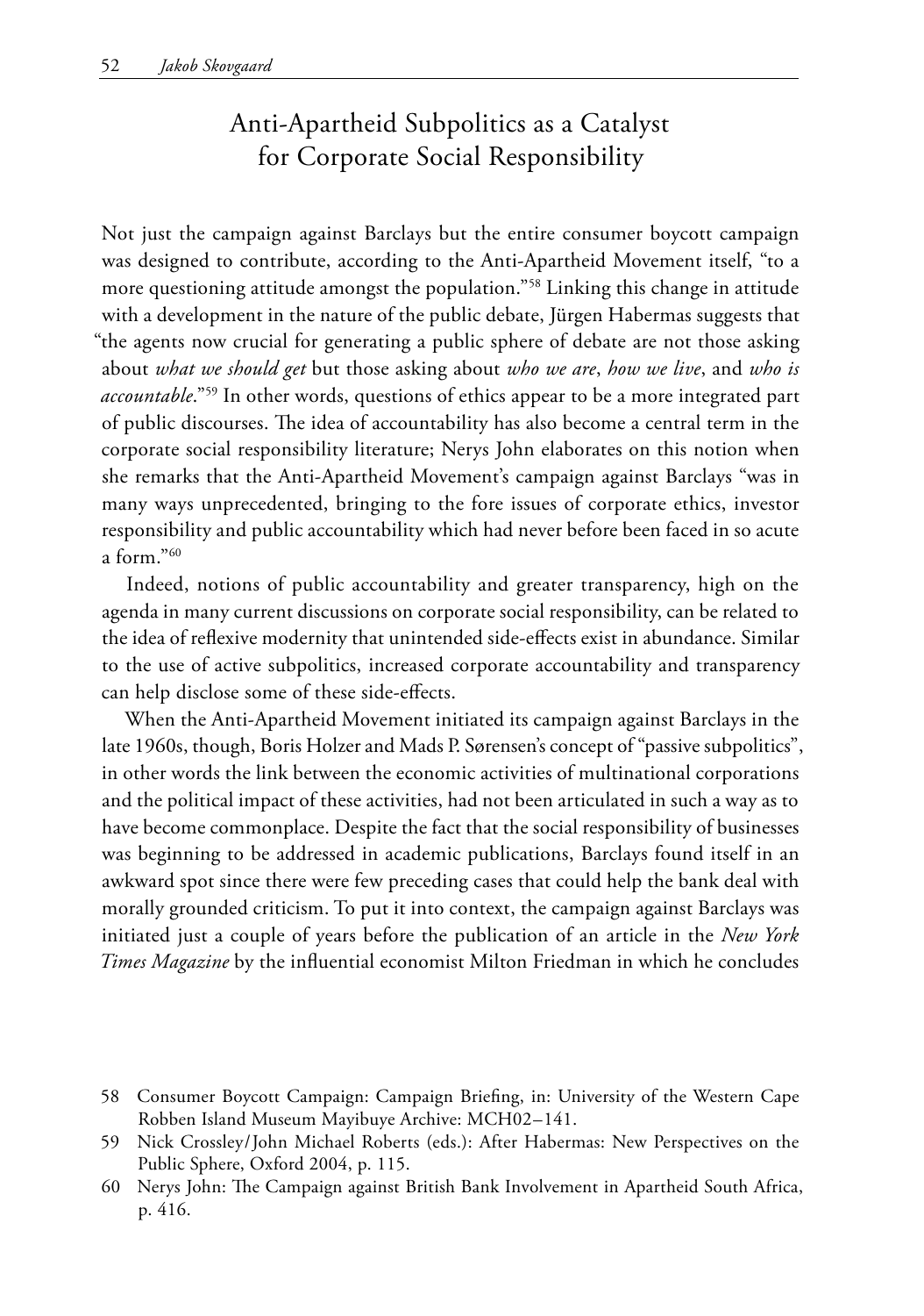## Anti-Apartheid Subpolitics as a Catalyst for Corporate Social Responsibility

Not just the campaign against Barclays but the entire consumer boycott campaign was designed to contribute, according to the Anti-Apartheid Movement itself, "to a more questioning attitude amongst the population."[58] Linking this change in attitude with a development in the nature of the public debate, Jürgen Habermas suggests that "the agents now crucial for generating a public sphere of debate are not those asking about *what we should get* but those asking about *who we are*, *how we live*, and *who is accountable*."[59] In other words, questions of ethics appear to be a more integrated part of public discourses. The idea of accountability has also become a central term in the corporate social responsibility literature; Nerys John elaborates on this notion when she remarks that the Anti-Apartheid Movement's campaign against Barclays "was in many ways unprecedented, bringing to the fore issues of corporate ethics, investor responsibility and public accountability which had never before been faced in so acute a form."[60]

Indeed, notions of public accountability and greater transparency, high on the agenda in many current discussions on corporate social responsibility, can be related to the idea of reflexive modernity that unintended side-effects exist in abundance. Similar to the use of active subpolitics, increased corporate accountability and transparency can help disclose some of these side-effects.

When the Anti-Apartheid Movement initiated its campaign against Barclays in the late 1960s, though, Boris Holzer and Mads P. Sørensen's concept of "passive subpolitics", in other words the link between the economic activities of multinational corporations and the political impact of these activities, had not been articulated in such a way as to have become commonplace. Despite the fact that the social responsibility of businesses was beginning to be addressed in academic publications, Barclays found itself in an awkward spot since there were few preceding cases that could help the bank deal with morally grounded criticism. To put it into context, the campaign against Barclays was initiated just a couple of years before the publication of an article in the *New York Times Magazine* by the influential economist Milton Friedman in which he concludes

58 Consumer Boycott Campaign: Campaign Briefing, in: University of the Western Cape Robben Island Museum Mayibuye Archive: MCH02–141.

59 Nick Crossley/John Michael Roberts (eds.): After Habermas: New Perspectives on the Public Sphere, Oxford 2004, p. 115.

60 Nerys John: The Campaign against British Bank Involvement in Apartheid South Africa, p. 416.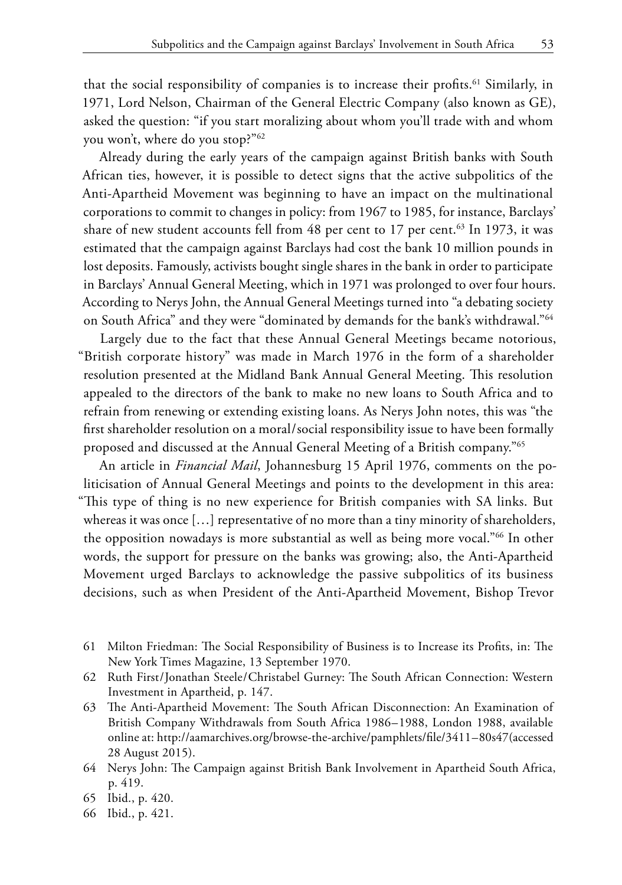that the social responsibility of companies is to increase their profits.[61] Similarly, in 1971, Lord Nelson, Chairman of the General Electric Company (also known as GE), asked the question: "if you start moralizing about whom you'll trade with and whom you won't, where do you stop?"[62]

Already during the early years of the campaign against British banks with South African ties, however, it is possible to detect signs that the active subpolitics of the Anti-Apartheid Movement was beginning to have an impact on the multinational corporations to commit to changes in policy: from 1967 to 1985, for instance, Barclays' share of new student accounts fell from 48 per cent to 17 per cent.[63] In 1973, it was estimated that the campaign against Barclays had cost the bank 10 million pounds in lost deposits. Famously, activists bought single shares in the bank in order to participate in Barclays' Annual General Meeting, which in 1971 was prolonged to over four hours. According to Nerys John, the Annual General Meetings turned into "a debating society on South Africa" and they were "dominated by demands for the bank's withdrawal."[64]

Largely due to the fact that these Annual General Meetings became notorious, "British corporate history" was made in March 1976 in the form of a shareholder resolution presented at the Midland Bank Annual General Meeting. This resolution appealed to the directors of the bank to make no new loans to South Africa and to refrain from renewing or extending existing loans. As Nerys John notes, this was "the first shareholder resolution on a moral/social responsibility issue to have been formally proposed and discussed at the Annual General Meeting of a British company."[65]

An article in *Financial Mail*, Johannesburg 15 April 1976, comments on the politicisation of Annual General Meetings and points to the development in this area: "This type of thing is no new experience for British companies with SA links. But whereas it was once […] representative of no more than a tiny minority of shareholders, the opposition nowadays is more substantial as well as being more vocal."[66] In other words, the support for pressure on the banks was growing; also, the Anti-Apartheid Movement urged Barclays to acknowledge the passive subpolitics of its business decisions, such as when President of the Anti-Apartheid Movement, Bishop Trevor

61 Milton Friedman: The Social Responsibility of Business is to Increase its Profits, in: The New York Times Magazine, 13 September 1970.

62 Ruth First/Jonathan Steele/Christabel Gurney: The South African Connection: Western Investment in Apartheid, p. 147.

63 The Anti-Apartheid Movement: The South African Disconnection: An Examination of British Company Withdrawals from South Africa 1986–1988, London 1988, available online at: http://aamarchives.org/browse-the-archive/pamphlets/file/3411–80s47(accessed 28 August 2015).

64 Nerys John: The Campaign against British Bank Involvement in Apartheid South Africa, p. 419.

65 Ibid., p. 420.

66 Ibid., p. 421.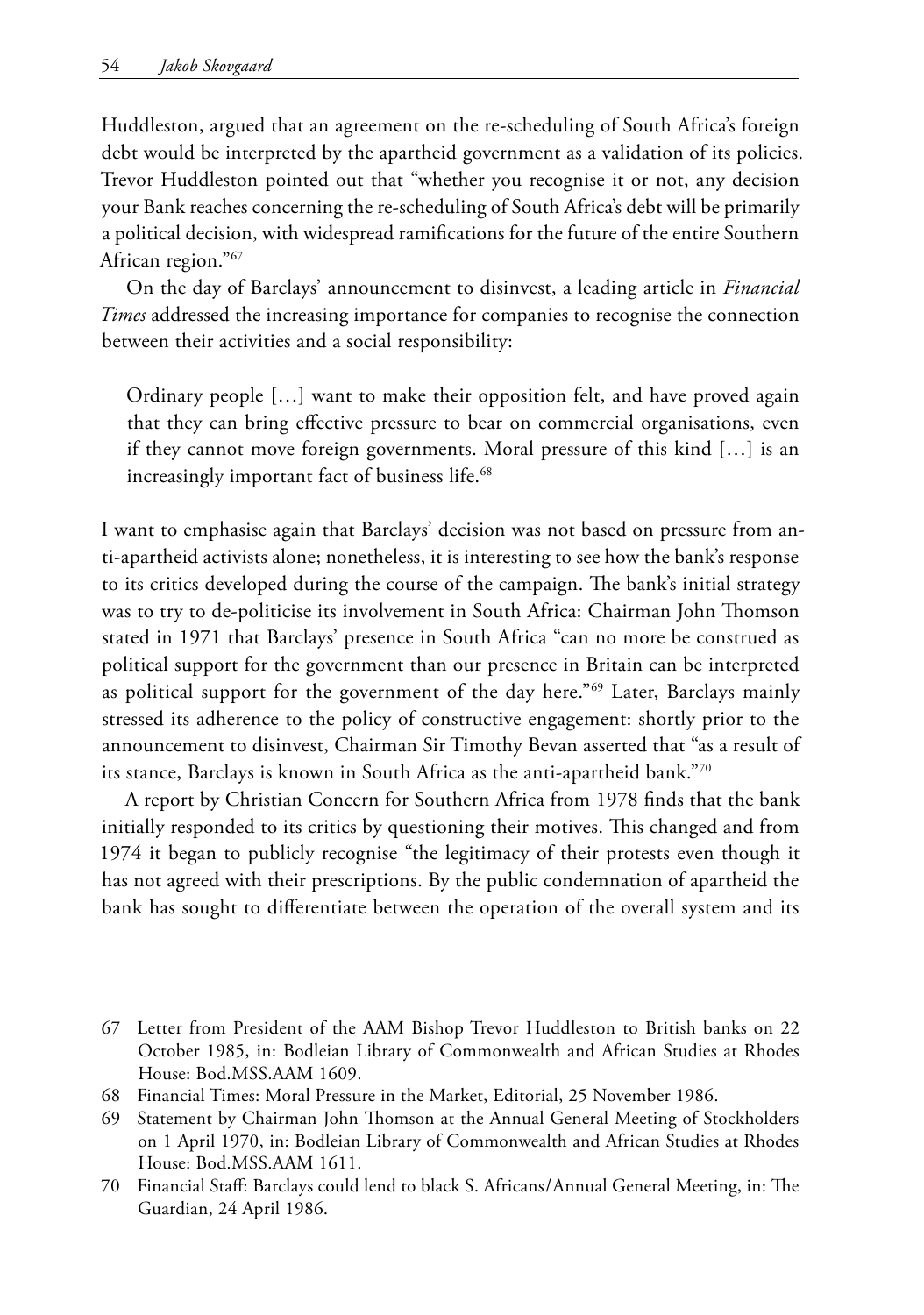Huddleston, argued that an agreement on the re-scheduling of South Africa's foreign debt would be interpreted by the apartheid government as a validation of its policies. Trevor Huddleston pointed out that "whether you recognise it or not, any decision your Bank reaches concerning the re-scheduling of South Africa's debt will be primarily a political decision, with widespread ramifications for the future of the entire Southern African region."[67]

On the day of Barclays' announcement to disinvest, a leading article in *Financial Times* addressed the increasing importance for companies to recognise the connection between their activities and a social responsibility:

> Ordinary people […] want to make their opposition felt, and have proved again that they can bring effective pressure to bear on commercial organisations, even if they cannot move foreign governments. Moral pressure of this kind […] is an increasingly important fact of business life.[68]

I want to emphasise again that Barclays' decision was not based on pressure from anti-apartheid activists alone; nonetheless, it is interesting to see how the bank's response to its critics developed during the course of the campaign. The bank's initial strategy was to try to de-politicise its involvement in South Africa: Chairman John Thomson stated in 1971 that Barclays' presence in South Africa "can no more be construed as political support for the government than our presence in Britain can be interpreted as political support for the government of the day here."[69] Later, Barclays mainly stressed its adherence to the policy of constructive engagement: shortly prior to the announcement to disinvest, Chairman Sir Timothy Bevan asserted that "as a result of its stance, Barclays is known in South Africa as the anti-apartheid bank."[70]

A report by Christian Concern for Southern Africa from 1978 finds that the bank initially responded to its critics by questioning their motives. This changed and from 1974 it began to publicly recognise "the legitimacy of their protests even though it has not agreed with their prescriptions. By the public condemnation of apartheid the bank has sought to differentiate between the operation of the overall system and its

---

67 Letter from President of the AAM Bishop Trevor Huddleston to British banks on 22 October 1985, in: Bodleian Library of Commonwealth and African Studies at Rhodes House: Bod.MSS.AAM 1609.

68 Financial Times: Moral Pressure in the Market, Editorial, 25 November 1986.

69 Statement by Chairman John Thomson at the Annual General Meeting of Stockholders on 1 April 1970, in: Bodleian Library of Commonwealth and African Studies at Rhodes House: Bod.MSS.AAM 1611.

70 Financial Staff: Barclays could lend to black S. Africans/Annual General Meeting, in: The Guardian, 24 April 1986.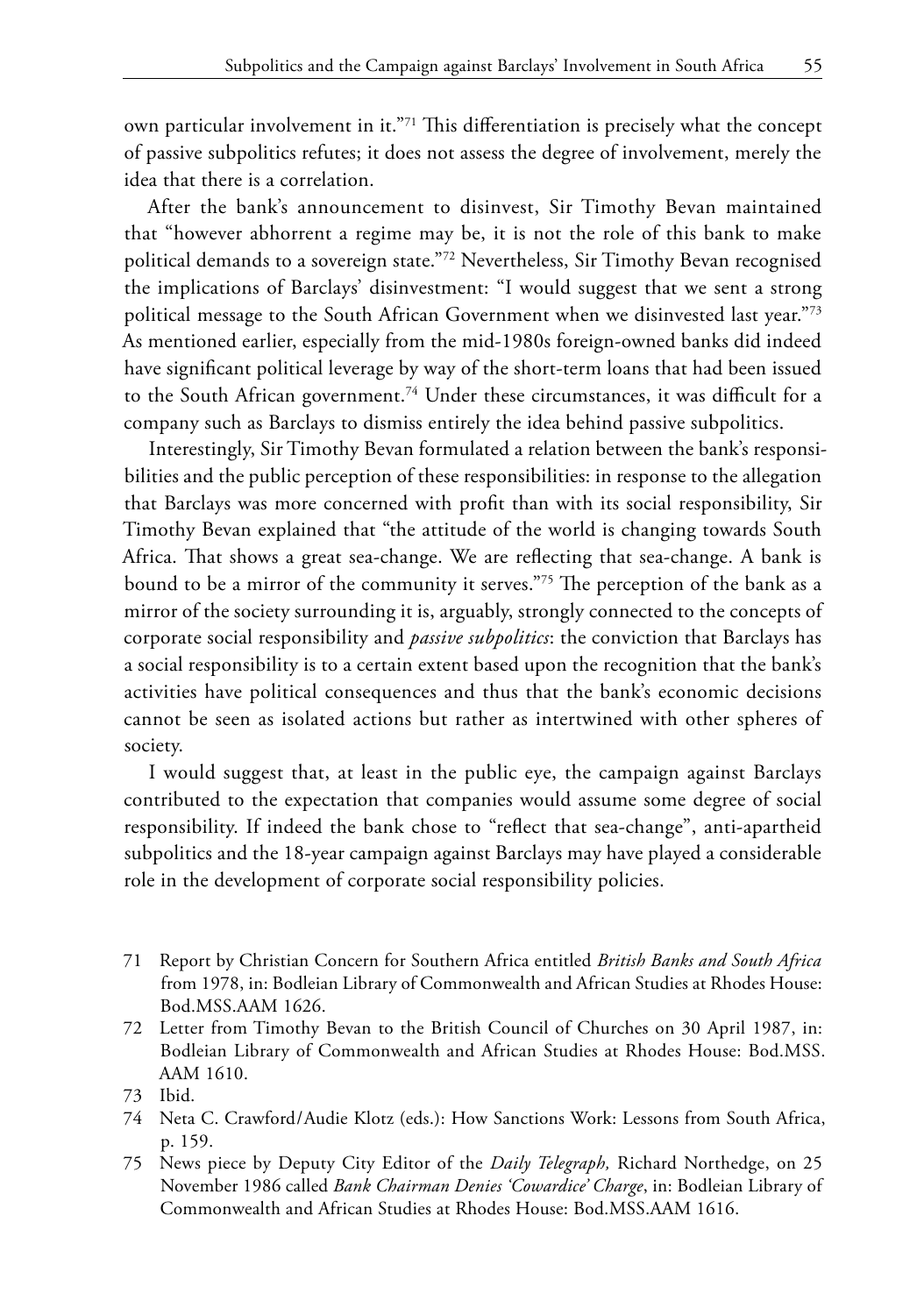own particular involvement in it."[71] This differentiation is precisely what the concept of passive subpolitics refutes; it does not assess the degree of involvement, merely the idea that there is a correlation.

After the bank's announcement to disinvest, Sir Timothy Bevan maintained that "however abhorrent a regime may be, it is not the role of this bank to make political demands to a sovereign state."[72] Nevertheless, Sir Timothy Bevan recognised the implications of Barclays' disinvestment: "I would suggest that we sent a strong political message to the South African Government when we disinvested last year."[73] As mentioned earlier, especially from the mid-1980s foreign-owned banks did indeed have significant political leverage by way of the short-term loans that had been issued to the South African government.[74] Under these circumstances, it was difficult for a company such as Barclays to dismiss entirely the idea behind passive subpolitics.

Interestingly, Sir Timothy Bevan formulated a relation between the bank's responsibilities and the public perception of these responsibilities: in response to the allegation that Barclays was more concerned with profit than with its social responsibility, Sir Timothy Bevan explained that "the attitude of the world is changing towards South Africa. That shows a great sea-change. We are reflecting that sea-change. A bank is bound to be a mirror of the community it serves."[75] The perception of the bank as a mirror of the society surrounding it is, arguably, strongly connected to the concepts of corporate social responsibility and *passive subpolitics*: the conviction that Barclays has a social responsibility is to a certain extent based upon the recognition that the bank's activities have political consequences and thus that the bank's economic decisions cannot be seen as isolated actions but rather as intertwined with other spheres of society.

I would suggest that, at least in the public eye, the campaign against Barclays contributed to the expectation that companies would assume some degree of social responsibility. If indeed the bank chose to "reflect that sea-change", anti-apartheid subpolitics and the 18-year campaign against Barclays may have played a considerable role in the development of corporate social responsibility policies.

71 Report by Christian Concern for Southern Africa entitled *British Banks and South Africa* from 1978, in: Bodleian Library of Commonwealth and African Studies at Rhodes House: Bod.MSS.AAM 1626.

72 Letter from Timothy Bevan to the British Council of Churches on 30 April 1987, in: Bodleian Library of Commonwealth and African Studies at Rhodes House: Bod.MSS. AAM 1610.

73 Ibid.

74 Neta C. Crawford/Audie Klotz (eds.): How Sanctions Work: Lessons from South Africa, p. 159.

75 News piece by Deputy City Editor of the *Daily Telegraph,* Richard Northedge, on 25 November 1986 called *Bank Chairman Denies 'Cowardice' Charge*, in: Bodleian Library of Commonwealth and African Studies at Rhodes House: Bod.MSS.AAM 1616.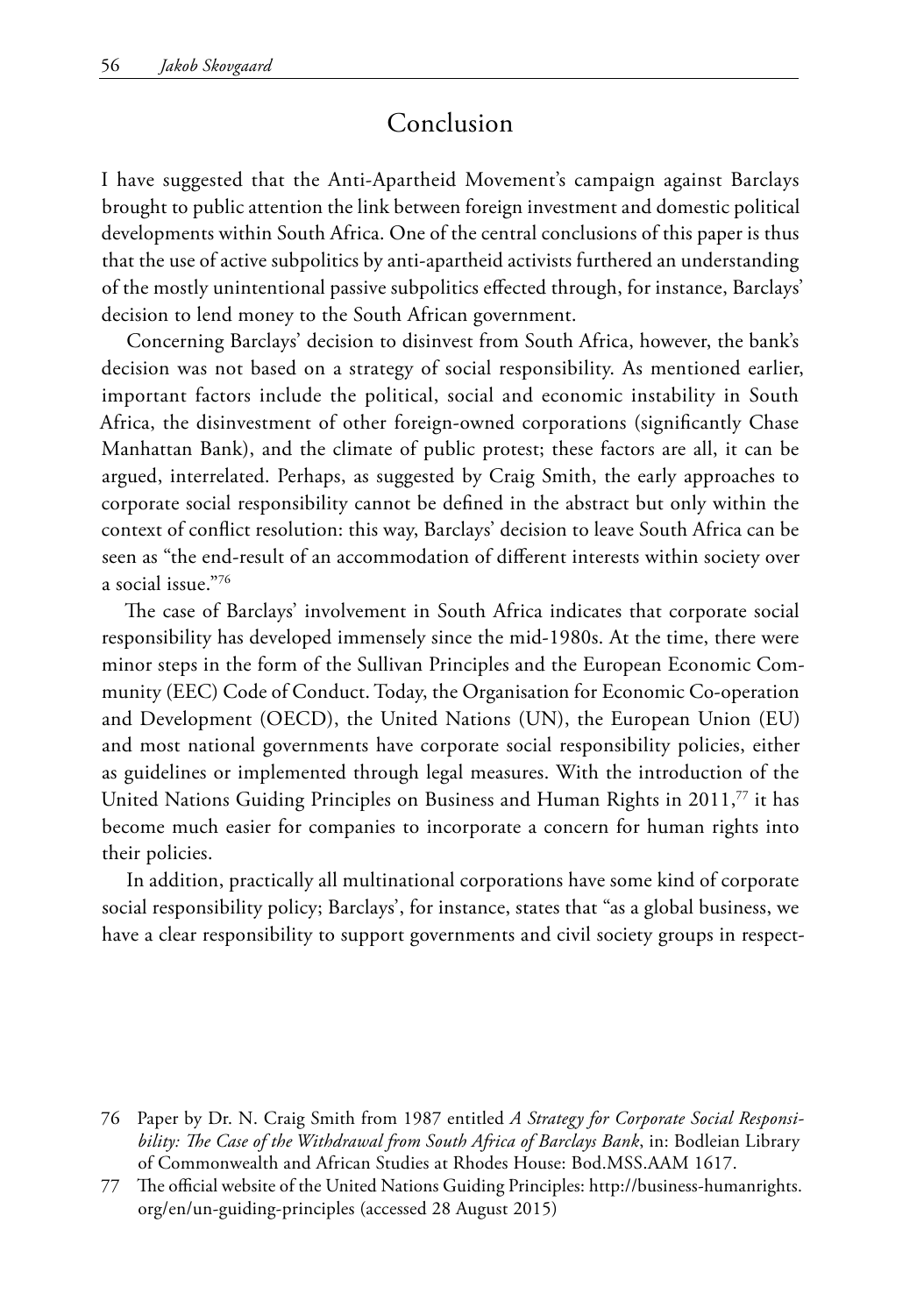## Conclusion

I have suggested that the Anti-Apartheid Movement's campaign against Barclays brought to public attention the link between foreign investment and domestic political developments within South Africa. One of the central conclusions of this paper is thus that the use of active subpolitics by anti-apartheid activists furthered an understanding of the mostly unintentional passive subpolitics effected through, for instance, Barclays' decision to lend money to the South African government.

Concerning Barclays' decision to disinvest from South Africa, however, the bank's decision was not based on a strategy of social responsibility. As mentioned earlier, important factors include the political, social and economic instability in South Africa, the disinvestment of other foreign-owned corporations (significantly Chase Manhattan Bank), and the climate of public protest; these factors are all, it can be argued, interrelated. Perhaps, as suggested by Craig Smith, the early approaches to corporate social responsibility cannot be defined in the abstract but only within the context of conflict resolution: this way, Barclays' decision to leave South Africa can be seen as "the end-result of an accommodation of different interests within society over a social issue."[76]

The case of Barclays' involvement in South Africa indicates that corporate social responsibility has developed immensely since the mid-1980s. At the time, there were minor steps in the form of the Sullivan Principles and the European Economic Community (EEC) Code of Conduct. Today, the Organisation for Economic Co-operation and Development (OECD), the United Nations (UN), the European Union (EU) and most national governments have corporate social responsibility policies, either as guidelines or implemented through legal measures. With the introduction of the United Nations Guiding Principles on Business and Human Rights in 2011,[77] it has become much easier for companies to incorporate a concern for human rights into their policies.

In addition, practically all multinational corporations have some kind of corporate social responsibility policy; Barclays', for instance, states that "as a global business, we have a clear responsibility to support governments and civil society groups in respect-

76 Paper by Dr. N. Craig Smith from 1987 entitled *A Strategy for Corporate Social Responsibility: The Case of the Withdrawal from South Africa of Barclays Bank*, in: Bodleian Library of Commonwealth and African Studies at Rhodes House: Bod.MSS.AAM 1617.

77 The official website of the United Nations Guiding Principles: http://business-humanrights.org/en/un-guiding-principles (accessed 28 August 2015)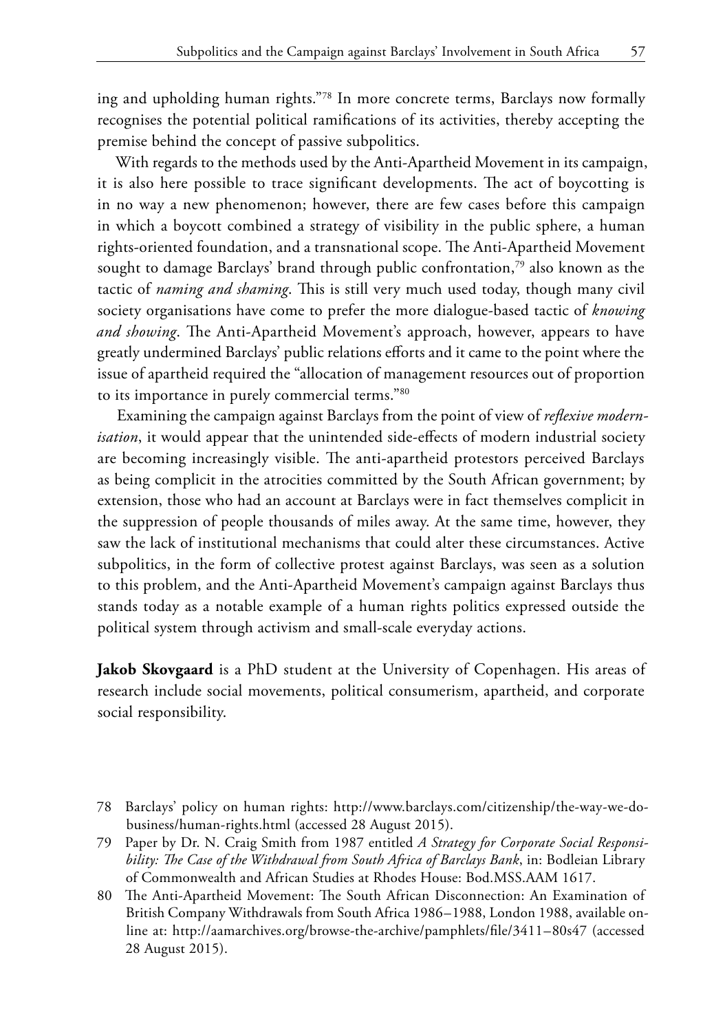ing and upholding human rights."[78] In more concrete terms, Barclays now formally recognises the potential political ramifications of its activities, thereby accepting the premise behind the concept of passive subpolitics.

With regards to the methods used by the Anti-Apartheid Movement in its campaign, it is also here possible to trace significant developments. The act of boycotting is in no way a new phenomenon; however, there are few cases before this campaign in which a boycott combined a strategy of visibility in the public sphere, a human rights-oriented foundation, and a transnational scope. The Anti-Apartheid Movement sought to damage Barclays' brand through public confrontation,[79] also known as the tactic of *naming and shaming*. This is still very much used today, though many civil society organisations have come to prefer the more dialogue-based tactic of *knowing and showing*. The Anti-Apartheid Movement's approach, however, appears to have greatly undermined Barclays' public relations efforts and it came to the point where the issue of apartheid required the "allocation of management resources out of proportion to its importance in purely commercial terms."[80]

Examining the campaign against Barclays from the point of view of *reflexive modernisation*, it would appear that the unintended side-effects of modern industrial society are becoming increasingly visible. The anti-apartheid protestors perceived Barclays as being complicit in the atrocities committed by the South African government; by extension, those who had an account at Barclays were in fact themselves complicit in the suppression of people thousands of miles away. At the same time, however, they saw the lack of institutional mechanisms that could alter these circumstances. Active subpolitics, in the form of collective protest against Barclays, was seen as a solution to this problem, and the Anti-Apartheid Movement's campaign against Barclays thus stands today as a notable example of a human rights politics expressed outside the political system through activism and small-scale everyday actions.

**Jakob Skovgaard** is a PhD student at the University of Copenhagen. His areas of research include social movements, political consumerism, apartheid, and corporate social responsibility.

78 Barclays' policy on human rights: http://www.barclays.com/citizenship/the-way-we-do-business/human-rights.html (accessed 28 August 2015).

79 Paper by Dr. N. Craig Smith from 1987 entitled *A Strategy for Corporate Social Responsibility: The Case of the Withdrawal from South Africa of Barclays Bank*, in: Bodleian Library of Commonwealth and African Studies at Rhodes House: Bod.MSS.AAM 1617.

80 The Anti-Apartheid Movement: The South African Disconnection: An Examination of British Company Withdrawals from South Africa 1986–1988, London 1988, available online at: http://aamarchives.org/browse-the-archive/pamphlets/file/3411–80s47 (accessed 28 August 2015).